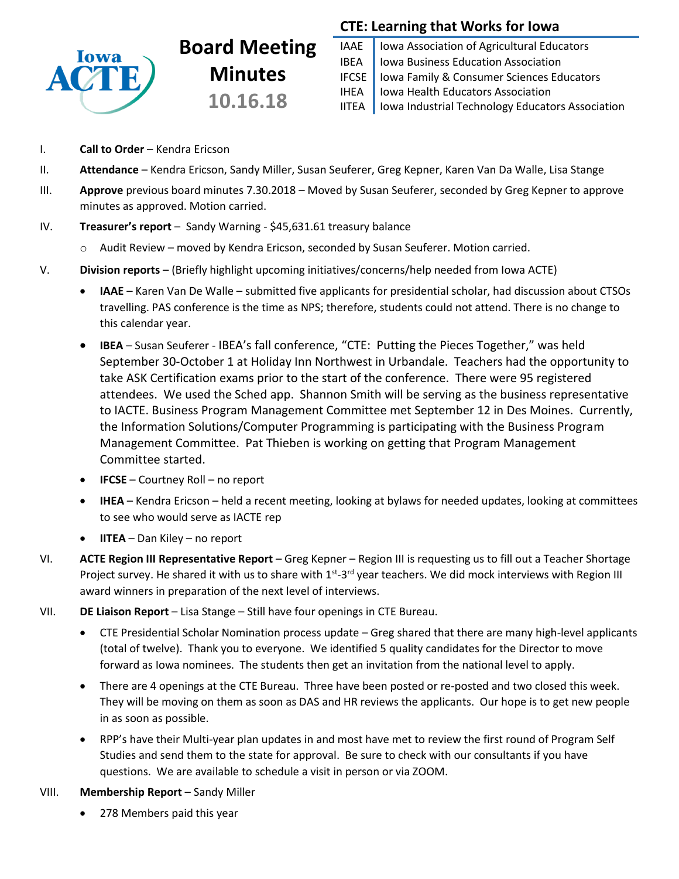# Board Meeting Minutes

**10.16.18**

**CTE: Learning that Works for Iowa**

| | |
|---|---|
| IAAE | Iowa Association of Agricultural Educators |
| IBEA | Iowa Business Education Association |
| IFCSE | Iowa Family & Consumer Sciences Educators |
| IHEA | Iowa Health Educators Association |
| IITEA | Iowa Industrial Technology Educators Association |

I. **Call to Order** – Kendra Ericson

II. **Attendance** – Kendra Ericson, Sandy Miller, Susan Seuferer, Greg Kepner, Karen Van Da Walle, Lisa Stange

III. **Approve** previous board minutes 7.30.2018 – Moved by Susan Seuferer, seconded by Greg Kepner to approve minutes as approved. Motion carried.

IV. **Treasurer's report** – Sandy Warning - $45,631.61 treasury balance

- Audit Review – moved by Kendra Ericson, seconded by Susan Seuferer. Motion carried.

V. **Division reports** – (Briefly highlight upcoming initiatives/concerns/help needed from Iowa ACTE)

- **IAAE** – Karen Van De Walle – submitted five applicants for presidential scholar, had discussion about CTSOs travelling. PAS conference is the time as NPS; therefore, students could not attend. There is no change to this calendar year.
- **IBEA** – Susan Seuferer - IBEA's fall conference, "CTE: Putting the Pieces Together," was held September 30-October 1 at Holiday Inn Northwest in Urbandale. Teachers had the opportunity to take ASK Certification exams prior to the start of the conference. There were 95 registered attendees. We used the Sched app. Shannon Smith will be serving as the business representative to IACTE. Business Program Management Committee met September 12 in Des Moines. Currently, the Information Solutions/Computer Programming is participating with the Business Program Management Committee. Pat Thieben is working on getting that Program Management Committee started.
- **IFCSE** – Courtney Roll – no report
- **IHEA** – Kendra Ericson – held a recent meeting, looking at bylaws for needed updates, looking at committees to see who would serve as IACTE rep
- **IITEA** – Dan Kiley – no report

VI. **ACTE Region III Representative Report** – Greg Kepner – Region III is requesting us to fill out a Teacher Shortage Project survey. He shared it with us to share with 1st-3rd year teachers. We did mock interviews with Region III award winners in preparation of the next level of interviews.

VII. **DE Liaison Report** – Lisa Stange – Still have four openings in CTE Bureau.

- CTE Presidential Scholar Nomination process update – Greg shared that there are many high-level applicants (total of twelve). Thank you to everyone. We identified 5 quality candidates for the Director to move forward as Iowa nominees. The students then get an invitation from the national level to apply.
- There are 4 openings at the CTE Bureau. Three have been posted or re-posted and two closed this week. They will be moving on them as soon as DAS and HR reviews the applicants. Our hope is to get new people in as soon as possible.
- RPP's have their Multi-year plan updates in and most have met to review the first round of Program Self Studies and send them to the state for approval. Be sure to check with our consultants if you have questions. We are available to schedule a visit in person or via ZOOM.

VIII. **Membership Report** – Sandy Miller

- 278 Members paid this year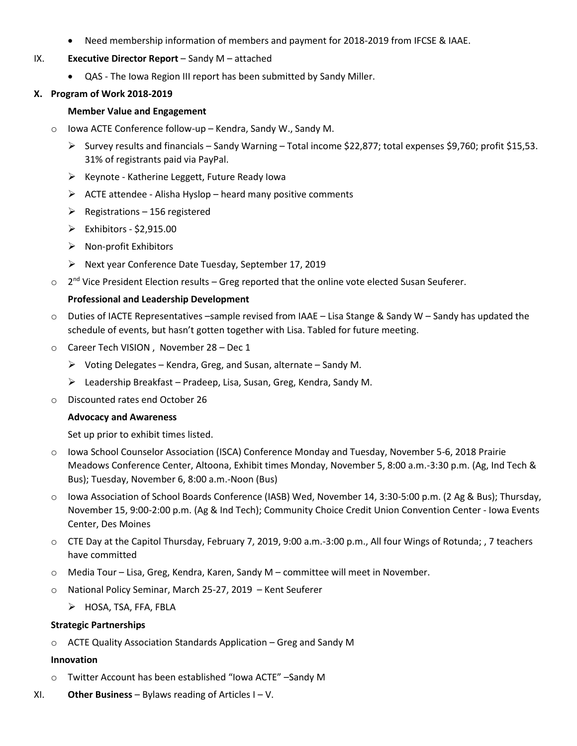- Need membership information of members and payment for 2018-2019 from IFCSE & IAAE.

IX. **Executive Director Report** – Sandy M – attached

- QAS - The Iowa Region III report has been submitted by Sandy Miller.

**X. Program of Work 2018-2019**

**Member Value and Engagement**

- Iowa ACTE Conference follow-up – Kendra, Sandy W., Sandy M.
  - Survey results and financials – Sandy Warning – Total income $22,877; total expenses $9,760; profit $15,53. 31% of registrants paid via PayPal.
  - Keynote - Katherine Leggett, Future Ready Iowa
  - ACTE attendee - Alisha Hyslop – heard many positive comments
  - Registrations – 156 registered
  - Exhibitors - $2,915.00
  - Non-profit Exhibitors
  - Next year Conference Date Tuesday, September 17, 2019
- 2nd Vice President Election results – Greg reported that the online vote elected Susan Seuferer.

**Professional and Leadership Development**

- Duties of IACTE Representatives –sample revised from IAAE – Lisa Stange & Sandy W – Sandy has updated the schedule of events, but hasn't gotten together with Lisa. Tabled for future meeting.
- Career Tech VISION , November 28 – Dec 1
  - Voting Delegates – Kendra, Greg, and Susan, alternate – Sandy M.
  - Leadership Breakfast – Pradeep, Lisa, Susan, Greg, Kendra, Sandy M.
- Discounted rates end October 26

**Advocacy and Awareness**

Set up prior to exhibit times listed.

- Iowa School Counselor Association (ISCA) Conference Monday and Tuesday, November 5-6, 2018 Prairie Meadows Conference Center, Altoona, Exhibit times Monday, November 5, 8:00 a.m.-3:30 p.m. (Ag, Ind Tech & Bus); Tuesday, November 6, 8:00 a.m.-Noon (Bus)
- Iowa Association of School Boards Conference (IASB) Wed, November 14, 3:30-5:00 p.m. (2 Ag & Bus); Thursday, November 15, 9:00-2:00 p.m. (Ag & Ind Tech); Community Choice Credit Union Convention Center - Iowa Events Center, Des Moines
- CTE Day at the Capitol Thursday, February 7, 2019, 9:00 a.m.-3:00 p.m., All four Wings of Rotunda; , 7 teachers have committed
- Media Tour – Lisa, Greg, Kendra, Karen, Sandy M – committee will meet in November.
- National Policy Seminar, March 25-27, 2019 – Kent Seuferer
  - HOSA, TSA, FFA, FBLA

**Strategic Partnerships**

- ACTE Quality Association Standards Application – Greg and Sandy M

**Innovation**

- Twitter Account has been established "Iowa ACTE" –Sandy M

XI. **Other Business** – Bylaws reading of Articles I – V.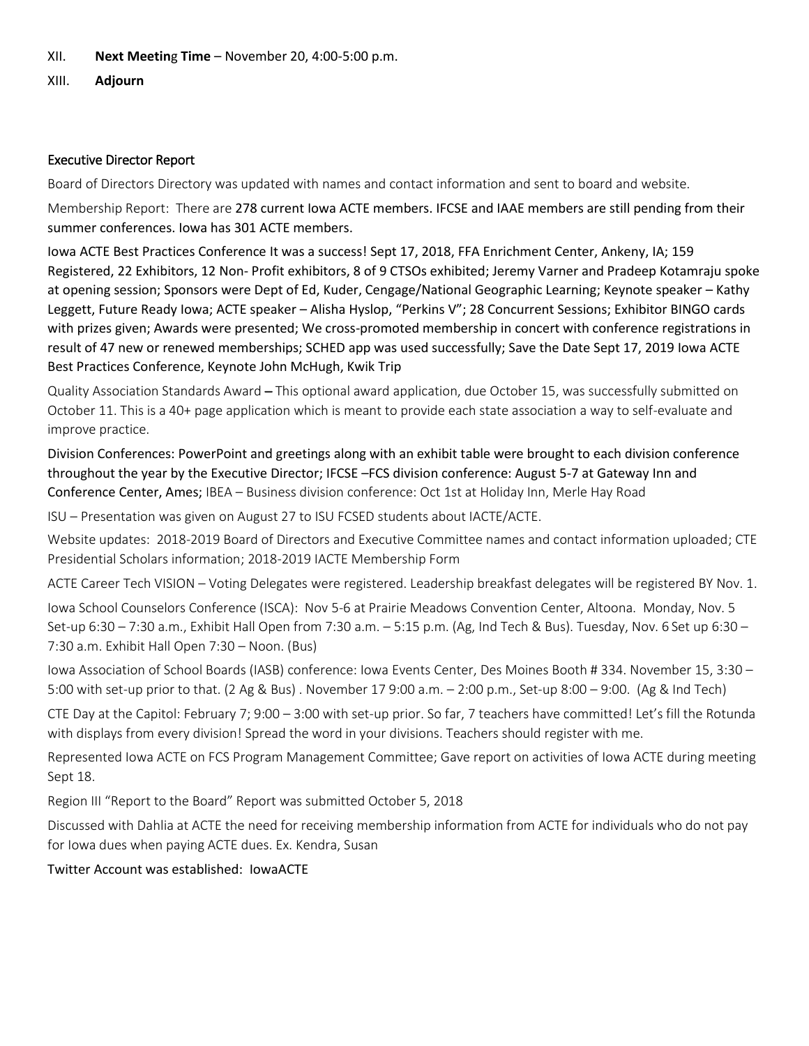XII. **Next Meeting Time** – November 20, 4:00-5:00 p.m.

XIII. **Adjourn**

## Executive Director Report

Board of Directors Directory was updated with names and contact information and sent to board and website.

Membership Report: There are 278 current Iowa ACTE members. IFCSE and IAAE members are still pending from their summer conferences. Iowa has 301 ACTE members.

Iowa ACTE Best Practices Conference It was a success! Sept 17, 2018, FFA Enrichment Center, Ankeny, IA; 159 Registered, 22 Exhibitors, 12 Non- Profit exhibitors, 8 of 9 CTSOs exhibited; Jeremy Varner and Pradeep Kotamraju spoke at opening session; Sponsors were Dept of Ed, Kuder, Cengage/National Geographic Learning; Keynote speaker – Kathy Leggett, Future Ready Iowa; ACTE speaker – Alisha Hyslop, "Perkins V"; 28 Concurrent Sessions; Exhibitor BINGO cards with prizes given; Awards were presented; We cross-promoted membership in concert with conference registrations in result of 47 new or renewed memberships; SCHED app was used successfully; Save the Date Sept 17, 2019 Iowa ACTE Best Practices Conference, Keynote John McHugh, Kwik Trip

Quality Association Standards Award – This optional award application, due October 15, was successfully submitted on October 11. This is a 40+ page application which is meant to provide each state association a way to self-evaluate and improve practice.

Division Conferences: PowerPoint and greetings along with an exhibit table were brought to each division conference throughout the year by the Executive Director; IFCSE –FCS division conference: August 5-7 at Gateway Inn and Conference Center, Ames; IBEA – Business division conference: Oct 1st at Holiday Inn, Merle Hay Road

ISU – Presentation was given on August 27 to ISU FCSED students about IACTE/ACTE.

Website updates: 2018-2019 Board of Directors and Executive Committee names and contact information uploaded; CTE Presidential Scholars information; 2018-2019 IACTE Membership Form

ACTE Career Tech VISION – Voting Delegates were registered. Leadership breakfast delegates will be registered BY Nov. 1.

Iowa School Counselors Conference (ISCA): Nov 5-6 at Prairie Meadows Convention Center, Altoona. Monday, Nov. 5 Set-up 6:30 – 7:30 a.m., Exhibit Hall Open from 7:30 a.m. – 5:15 p.m. (Ag, Ind Tech & Bus). Tuesday, Nov. 6 Set up 6:30 – 7:30 a.m. Exhibit Hall Open 7:30 – Noon. (Bus)

Iowa Association of School Boards (IASB) conference: Iowa Events Center, Des Moines Booth # 334. November 15, 3:30 – 5:00 with set-up prior to that. (2 Ag & Bus) . November 17 9:00 a.m. – 2:00 p.m., Set-up 8:00 – 9:00. (Ag & Ind Tech)

CTE Day at the Capitol: February 7; 9:00 – 3:00 with set-up prior. So far, 7 teachers have committed! Let's fill the Rotunda with displays from every division! Spread the word in your divisions. Teachers should register with me.

Represented Iowa ACTE on FCS Program Management Committee; Gave report on activities of Iowa ACTE during meeting Sept 18.

Region III "Report to the Board" Report was submitted October 5, 2018

Discussed with Dahlia at ACTE the need for receiving membership information from ACTE for individuals who do not pay for Iowa dues when paying ACTE dues. Ex. Kendra, Susan

Twitter Account was established: IowaACTE